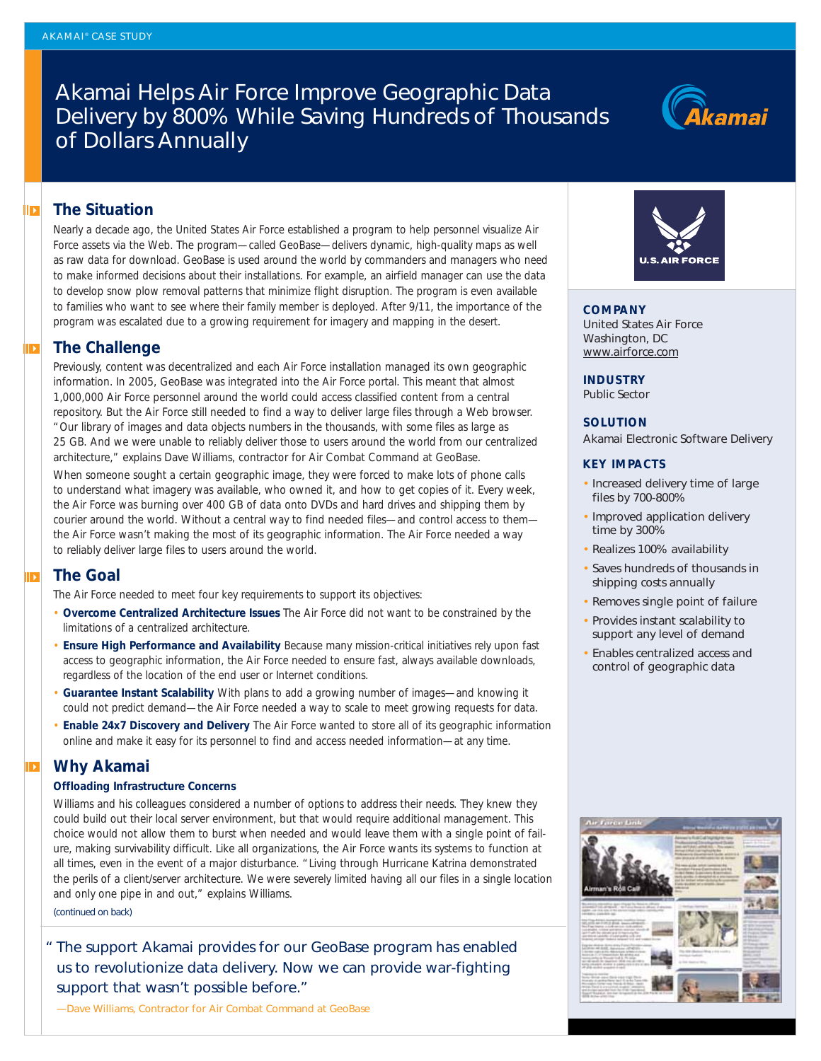AKAMAI® CASE STUDY

# Akamai Helps Air Force Improve Geographic Data Delivery by 800% While Saving Hundreds of Thousands of Dollars Annually

## The Situation

Nearly a decade ago, the United States Air Force established a program to help personnel visualize Air Force assets via the Web. The program—called GeoBase—delivers dynamic, high-quality maps as well as raw data for download. GeoBase is used around the world by commanders and managers who need to make informed decisions about their installations. For example, an airfield manager can use the data to develop snow plow removal patterns that minimize flight disruption. The program is even available to families who want to see where their family member is deployed. After 9/11, the importance of the program was escalated due to a growing requirement for imagery and mapping in the desert.

## The Challenge

Previously, content was decentralized and each Air Force installation managed its own geographic information. In 2005, GeoBase was integrated into the Air Force portal. This meant that almost 1,000,000 Air Force personnel around the world could access classified content from a central repository. But the Air Force still needed to find a way to deliver large files through a Web browser. "Our library of images and data objects numbers in the thousands, with some files as large as 25 GB. And we were unable to reliably deliver those to users around the world from our centralized architecture," explains Dave Williams, contractor for Air Combat Command at GeoBase.

When someone sought a certain geographic image, they were forced to make lots of phone calls to understand what imagery was available, who owned it, and how to get copies of it. Every week, the Air Force was burning over 400 GB of data onto DVDs and hard drives and shipping them by courier around the world. Without a central way to find needed files—and control access to them—the Air Force wasn't making the most of its geographic information. The Air Force needed a way to reliably deliver large files to users around the world.

## The Goal

The Air Force needed to meet four key requirements to support its objectives:

- **Overcome Centralized Architecture Issues** The Air Force did not want to be constrained by the limitations of a centralized architecture.
- **Ensure High Performance and Availability** Because many mission-critical initiatives rely upon fast access to geographic information, the Air Force needed to ensure fast, always available downloads, regardless of the location of the end user or Internet conditions.
- **Guarantee Instant Scalability** With plans to add a growing number of images—and knowing it could not predict demand—the Air Force needed a way to scale to meet growing requests for data.
- **Enable 24x7 Discovery and Delivery** The Air Force wanted to store all of its geographic information online and make it easy for its personnel to find and access needed information—at any time.

## Why Akamai

### Offloading Infrastructure Concerns

Williams and his colleagues considered a number of options to address their needs. They knew they could build out their local server environment, but that would require additional management. This choice would not allow them to burst when needed and would leave them with a single point of failure, making survivability difficult. Like all organizations, the Air Force wants its systems to function at all times, even in the event of a major disturbance. "Living through Hurricane Katrina demonstrated the perils of a client/server architecture. We were severely limited having all our files in a single location and only one pipe in and out," explains Williams.

(continued on back)

> "The support Akamai provides for our GeoBase program has enabled us to revolutionize data delivery. Now we can provide war-fighting support that wasn't possible before."
>
> —Dave Williams, Contractor for Air Combat Command at GeoBase

U.S. AIR FORCE

**COMPANY**
United States Air Force
Washington, DC
www.airforce.com

**INDUSTRY**
Public Sector

**SOLUTION**
Akamai Electronic Software Delivery

**KEY IMPACTS**

- Increased delivery time of large files by 700-800%
- Improved application delivery time by 300%
- Realizes 100% availability
- Saves hundreds of thousands in shipping costs annually
- Removes single point of failure
- Provides instant scalability to support any level of demand
- Enables centralized access and control of geographic data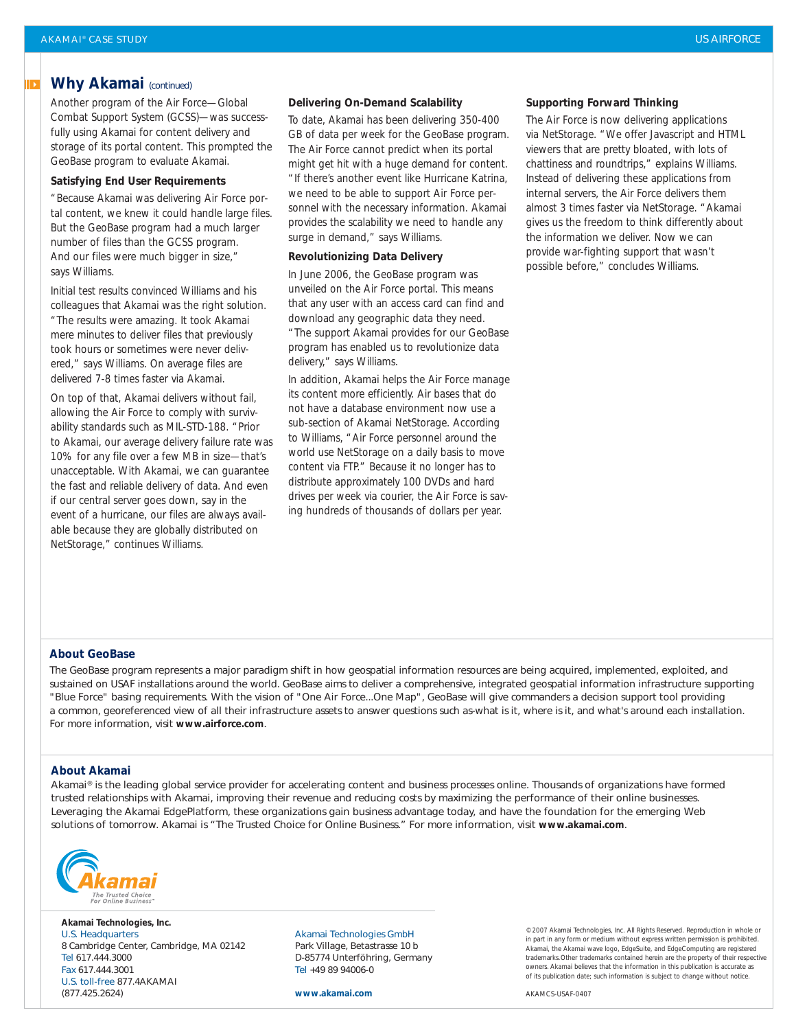## Why Akamai (continued)

Another program of the Air Force—Global Combat Support System (GCSS)—was successfully using Akamai for content delivery and storage of its portal content. This prompted the GeoBase program to evaluate Akamai.

### Satisfying End User Requirements

"Because Akamai was delivering Air Force portal content, we knew it could handle large files. But the GeoBase program had a much larger number of files than the GCSS program. And our files were much bigger in size," says Williams.

Initial test results convinced Williams and his colleagues that Akamai was the right solution. "The results were amazing. It took Akamai mere minutes to deliver files that previously took hours or sometimes were never delivered," says Williams. On average files are delivered 7-8 times faster via Akamai.

On top of that, Akamai delivers without fail, allowing the Air Force to comply with survivability standards such as MIL-STD-188. "Prior to Akamai, our average delivery failure rate was 10% for any file over a few MB in size—that's unacceptable. With Akamai, we can guarantee the fast and reliable delivery of data. And even if our central server goes down, say in the event of a hurricane, our files are always available because they are globally distributed on NetStorage," continues Williams.

### Delivering On-Demand Scalability

To date, Akamai has been delivering 350-400 GB of data per week for the GeoBase program. The Air Force cannot predict when its portal might get hit with a huge demand for content. "If there's another event like Hurricane Katrina, we need to be able to support Air Force personnel with the necessary information. Akamai provides the scalability we need to handle any surge in demand," says Williams.

### Revolutionizing Data Delivery

In June 2006, the GeoBase program was unveiled on the Air Force portal. This means that any user with an access card can find and download any geographic data they need. "The support Akamai provides for our GeoBase program has enabled us to revolutionize data delivery," says Williams.

In addition, Akamai helps the Air Force manage its content more efficiently. Air bases that do not have a database environment now use a sub-section of Akamai NetStorage. According to Williams, "Air Force personnel around the world use NetStorage on a daily basis to move content via FTP." Because it no longer has to distribute approximately 100 DVDs and hard drives per week via courier, the Air Force is saving hundreds of thousands of dollars per year.

### Supporting Forward Thinking

The Air Force is now delivering applications via NetStorage. "We offer Javascript and HTML viewers that are pretty bloated, with lots of chattiness and roundtrips," explains Williams. Instead of delivering these applications from internal servers, the Air Force delivers them almost 3 times faster via NetStorage. "Akamai gives us the freedom to think differently about the information we deliver. Now we can provide war-fighting support that wasn't possible before," concludes Williams.

### About GeoBase

The GeoBase program represents a major paradigm shift in how geospatial information resources are being acquired, implemented, exploited, and sustained on USAF installations around the world. GeoBase aims to deliver a comprehensive, integrated geospatial information infrastructure supporting "Blue Force" basing requirements. With the vision of "One Air Force...One Map", GeoBase will give commanders a decision support tool providing a common, georeferenced view of all their infrastructure assets to answer questions such as-what is it, where is it, and what's around each installation. For more information, visit **www.airforce.com**.

### About Akamai

Akamai® is the leading global service provider for accelerating content and business processes online. Thousands of organizations have formed trusted relationships with Akamai, improving their revenue and reducing costs by maximizing the performance of their online businesses. Leveraging the Akamai EdgePlatform, these organizations gain business advantage today, and have the foundation for the emerging Web solutions of tomorrow. Akamai is "The Trusted Choice for Online Business." For more information, visit **www.akamai.com**.

Akamai
The Trusted Choice For Online Business™

**Akamai Technologies, Inc.**
U.S. Headquarters
8 Cambridge Center, Cambridge, MA 02142
Tel 617.444.3000
Fax 617.444.3001
U.S. toll-free 877.4AKAMAI
(877.425.2624)

Akamai Technologies GmbH
Park Village, Betastrasse 10 b
D-85774 Unterföhring, Germany
Tel +49 89 94006-0

**www.akamai.com**

©2007 Akamai Technologies, Inc. All Rights Reserved. Reproduction in whole or in part in any form or medium without express written permission is prohibited. Akamai, the Akamai wave logo, EdgeSuite, and EdgeComputing are registered trademarks. Other trademarks contained herein are the property of their respective owners. Akamai believes that the information in this publication is accurate as of its publication date; such information is subject to change without notice.

AKAMCS-USAF-0407